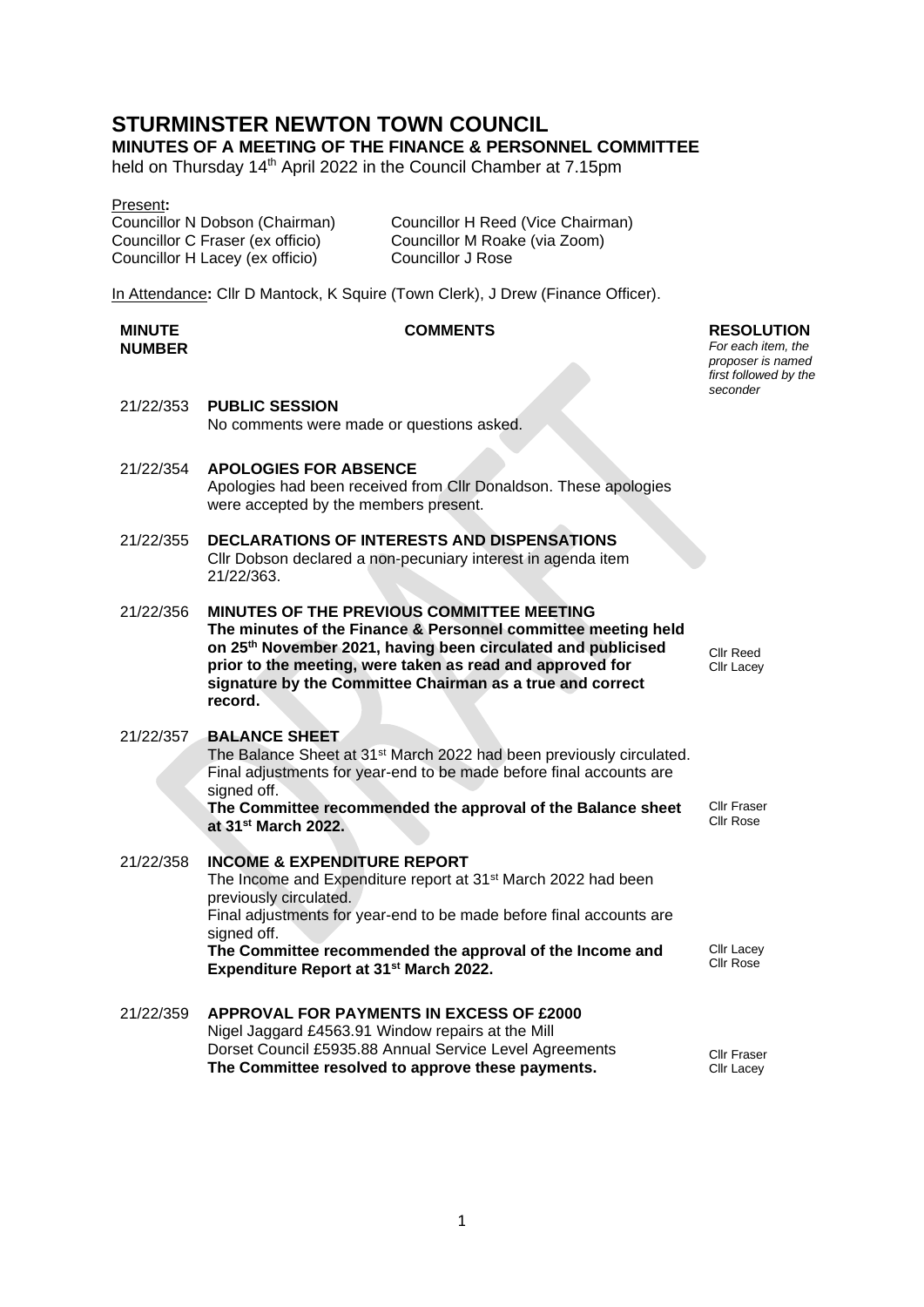# STURMINSTER NEWTON TOWN COUNCIL

## MINUTES OF A MEETING OF THE FINANCE & PERSONNEL COMMITTEE

held on Thursday 14th April 2022 in the Council Chamber at 7.15pm

Present**:**

Councillor N Dobson (Chairman)
Councillor C Fraser (ex officio)
Councillor H Lacey (ex officio)
Councillor H Reed (Vice Chairman)
Councillor M Roake (via Zoom)
Councillor J Rose

In Attendance**:** Cllr D Mantock, K Squire (Town Clerk), J Drew (Finance Officer).

| MINUTE NUMBER | COMMENTS | RESOLUTION *For each item, the proposer is named first followed by the seconder* |
|---|---|---|
| 21/22/353 | **PUBLIC SESSION** No comments were made or questions asked. | |
| 21/22/354 | **APOLOGIES FOR ABSENCE** Apologies had been received from Cllr Donaldson. These apologies were accepted by the members present. | |
| 21/22/355 | **DECLARATIONS OF INTERESTS AND DISPENSATIONS** Cllr Dobson declared a non-pecuniary interest in agenda item 21/22/363. | |
| 21/22/356 | **MINUTES OF THE PREVIOUS COMMITTEE MEETING** **The minutes of the Finance & Personnel committee meeting held on 25th November 2021, having been circulated and publicised prior to the meeting, were taken as read and approved for signature by the Committee Chairman as a true and correct record.** | Cllr Reed Cllr Lacey |
| 21/22/357 | **BALANCE SHEET** The Balance Sheet at 31st March 2022 had been previously circulated. Final adjustments for year-end to be made before final accounts are signed off. **The Committee recommended the approval of the Balance sheet at 31st March 2022.** | Cllr Fraser Cllr Rose |
| 21/22/358 | **INCOME & EXPENDITURE REPORT** The Income and Expenditure report at 31st March 2022 had been previously circulated. Final adjustments for year-end to be made before final accounts are signed off. **The Committee recommended the approval of the Income and Expenditure Report at 31st March 2022.** | Cllr Lacey Cllr Rose |
| 21/22/359 | **APPROVAL FOR PAYMENTS IN EXCESS OF £2000** Nigel Jaggard £4563.91 Window repairs at the Mill Dorset Council £5935.88 Annual Service Level Agreements **The Committee resolved to approve these payments.** | Cllr Fraser Cllr Lacey |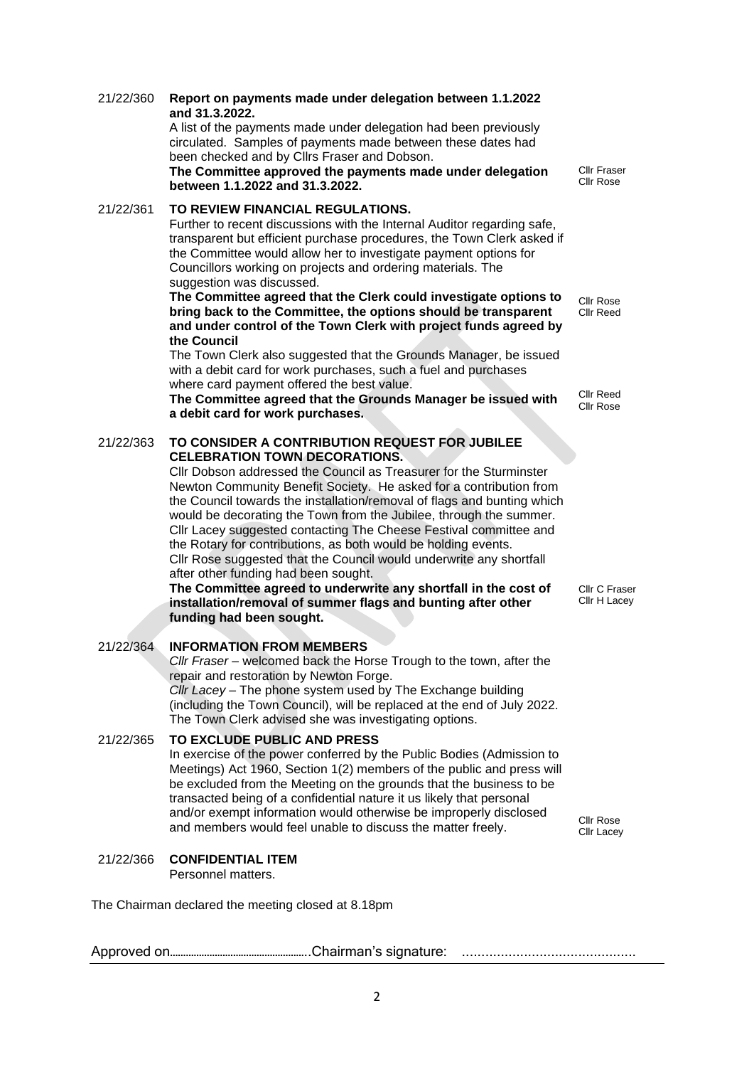**21/22/360 Report on payments made under delegation between 1.1.2022 and 31.3.2022.**

A list of the payments made under delegation had been previously circulated. Samples of payments made between these dates had been checked and by Cllrs Fraser and Dobson.

**The Committee approved the payments made under delegation between 1.1.2022 and 31.3.2022.** — Cllr Fraser, Cllr Rose

**21/22/361 TO REVIEW FINANCIAL REGULATIONS.**

Further to recent discussions with the Internal Auditor regarding safe, transparent but efficient purchase procedures, the Town Clerk asked if the Committee would allow her to investigate payment options for Councillors working on projects and ordering materials. The suggestion was discussed.

**The Committee agreed that the Clerk could investigate options to bring back to the Committee, the options should be transparent and under control of the Town Clerk with project funds agreed by the Council** — Cllr Rose, Cllr Reed

The Town Clerk also suggested that the Grounds Manager, be issued with a debit card for work purchases, such a fuel and purchases where card payment offered the best value.

**The Committee agreed that the Grounds Manager be issued with a debit card for work purchases.** — Cllr Reed, Cllr Rose

**21/22/363 TO CONSIDER A CONTRIBUTION REQUEST FOR JUBILEE CELEBRATION TOWN DECORATIONS.**

Cllr Dobson addressed the Council as Treasurer for the Sturminster Newton Community Benefit Society. He asked for a contribution from the Council towards the installation/removal of flags and bunting which would be decorating the Town from the Jubilee, through the summer. Cllr Lacey suggested contacting The Cheese Festival committee and the Rotary for contributions, as both would be holding events. Cllr Rose suggested that the Council would underwrite any shortfall after other funding had been sought.

**The Committee agreed to underwrite any shortfall in the cost of installation/removal of summer flags and bunting after other funding had been sought.** — Cllr C Fraser, Cllr H Lacey

**21/22/364 INFORMATION FROM MEMBERS**

*Cllr Fraser* – welcomed back the Horse Trough to the town, after the repair and restoration by Newton Forge.

*Cllr Lacey* – The phone system used by The Exchange building (including the Town Council), will be replaced at the end of July 2022. The Town Clerk advised she was investigating options.

**21/22/365 TO EXCLUDE PUBLIC AND PRESS**

In exercise of the power conferred by the Public Bodies (Admission to Meetings) Act 1960, Section 1(2) members of the public and press will be excluded from the Meeting on the grounds that the business to be transacted being of a confidential nature it us likely that personal and/or exempt information would otherwise be improperly disclosed and members would feel unable to discuss the matter freely. — Cllr Rose, Cllr Lacey

**21/22/366 CONFIDENTIAL ITEM**

Personnel matters.

The Chairman declared the meeting closed at 8.18pm

Approved on.................................................Chairman's signature: ............................................